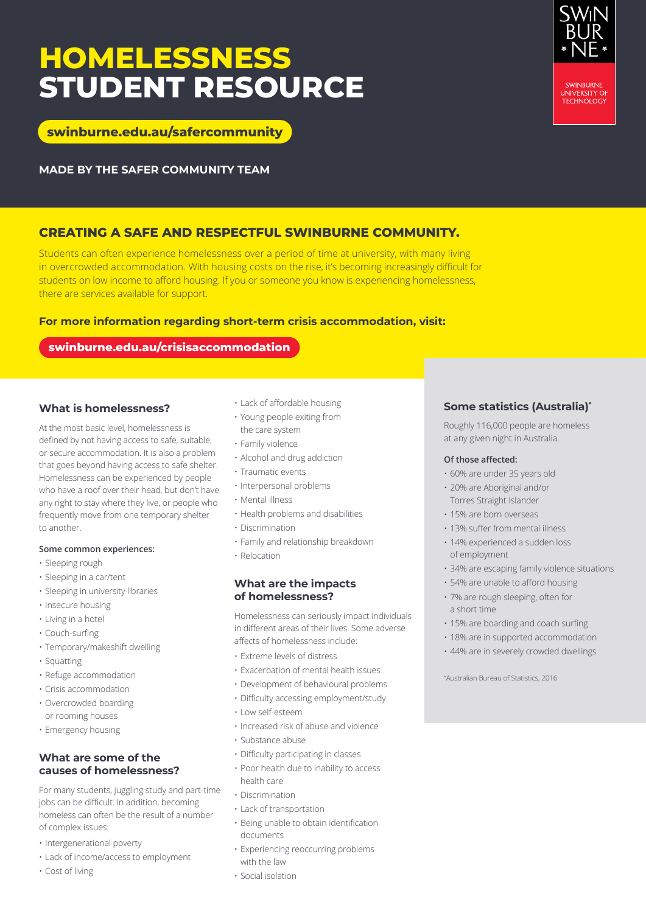# HOMELESSNESS STUDENT RESOURCE

**swinburne.edu.au/safercommunity**

**MADE BY THE SAFER COMMUNITY TEAM**

SWINBURNE UNIVERSITY OF TECHNOLOGY

## CREATING A SAFE AND RESPECTFUL SWINBURNE COMMUNITY.

Students can often experience homelessness over a period of time at university, with many living in overcrowded accommodation. With housing costs on the rise, it's becoming increasingly difficult for students on low income to afford housing. If you or someone you know is experiencing homelessness, there are services available for support.

**For more information regarding short-term crisis accommodation, visit:**

**swinburne.edu.au/crisisaccommodation**

### What is homelessness?

At the most basic level, homelessness is defined by not having access to safe, suitable, or secure accommodation. It is also a problem that goes beyond having access to safe shelter. Homelessness can be experienced by people who have a roof over their head, but don't have any right to stay where they live, or people who frequently move from one temporary shelter to another.

**Some common experiences:**

- Sleeping rough
- Sleeping in a car/tent
- Sleeping in university libraries
- Insecure housing
- Living in a hotel
- Couch-surfing
- Temporary/makeshift dwelling
- Squatting
- Refuge accommodation
- Crisis accommodation
- Overcrowded boarding or rooming houses
- Emergency housing

### What are some of the causes of homelessness?

For many students, juggling study and part-time jobs can be difficult. In addition, becoming homeless can often be the result of a number of complex issues:

- Intergenerational poverty
- Lack of income/access to employment
- Cost of living
- Lack of affordable housing
- Young people exiting from the care system
- Family violence
- Alcohol and drug addiction
- Traumatic events
- Interpersonal problems
- Mental illness
- Health problems and disabilities
- Discrimination
- Family and relationship breakdown
- Relocation

### What are the impacts of homelessness?

Homelessness can seriously impact individuals in different areas of their lives. Some adverse affects of homelessness include:

- Extreme levels of distress
- Exacerbation of mental health issues
- Development of behavioural problems
- Difficulty accessing employment/study
- Low self-esteem
- Increased risk of abuse and violence
- Substance abuse
- Difficulty participating in classes
- Poor health due to inability to access health care
- Discrimination
- Lack of transportation
- Being unable to obtain identification documents
- Experiencing reoccurring problems with the law
- Social isolation

### Some statistics (Australia)*

Roughly 116,000 people are homeless at any given night in Australia.

**Of those affected:**

- 60% are under 35 years old
- 20% are Aboriginal and/or Torres Straight Islander
- 15% are born overseas
- 13% suffer from mental illness
- 14% experienced a sudden loss of employment
- 34% are escaping family violence situations
- 54% are unable to afford housing
- 7% are rough sleeping, often for a short time
- 15% are boarding and coach surfing
- 18% are in supported accommodation
- 44% are in severely crowded dwellings

*Australian Bureau of Statistics, 2016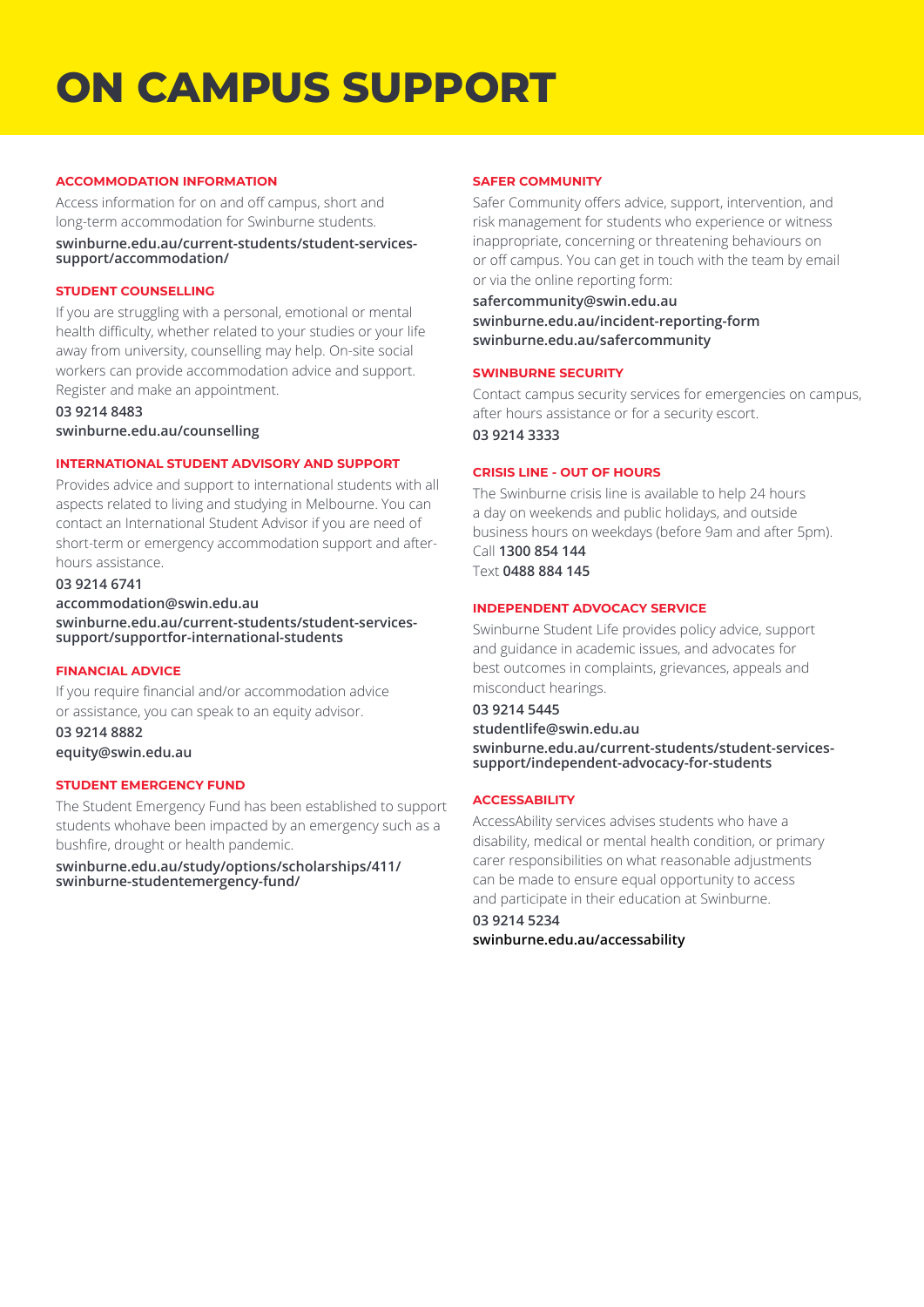# ON CAMPUS SUPPORT

### ACCOMMODATION INFORMATION

Access information for on and off campus, short and long-term accommodation for Swinburne students.

**swinburne.edu.au/current-students/student-services-support/accommodation/**

### STUDENT COUNSELLING

If you are struggling with a personal, emotional or mental health difficulty, whether related to your studies or your life away from university, counselling may help. On-site social workers can provide accommodation advice and support. Register and make an appointment.

**03 9214 8483**
**swinburne.edu.au/counselling**

### INTERNATIONAL STUDENT ADVISORY AND SUPPORT

Provides advice and support to international students with all aspects related to living and studying in Melbourne. You can contact an International Student Advisor if you are need of short-term or emergency accommodation support and after-hours assistance.

**03 9214 6741**
**accommodation@swin.edu.au**
**swinburne.edu.au/current-students/student-services-support/supportfor-international-students**

### FINANCIAL ADVICE

If you require financial and/or accommodation advice or assistance, you can speak to an equity advisor.

**03 9214 8882**
**equity@swin.edu.au**

### STUDENT EMERGENCY FUND

The Student Emergency Fund has been established to support students whohave been impacted by an emergency such as a bushfire, drought or health pandemic.

**swinburne.edu.au/study/options/scholarships/411/swinburne-studentemergency-fund/**

### SAFER COMMUNITY

Safer Community offers advice, support, intervention, and risk management for students who experience or witness inappropriate, concerning or threatening behaviours on or off campus. You can get in touch with the team by email or via the online reporting form:

**safercommunity@swin.edu.au**
**swinburne.edu.au/incident-reporting-form**
**swinburne.edu.au/safercommunity**

### SWINBURNE SECURITY

Contact campus security services for emergencies on campus, after hours assistance or for a security escort.

**03 9214 3333**

### CRISIS LINE - OUT OF HOURS

The Swinburne crisis line is available to help 24 hours a day on weekends and public holidays, and outside business hours on weekdays (before 9am and after 5pm).

Call **1300 854 144**
Text **0488 884 145**

### INDEPENDENT ADVOCACY SERVICE

Swinburne Student Life provides policy advice, support and guidance in academic issues, and advocates for best outcomes in complaints, grievances, appeals and misconduct hearings.

**03 9214 5445**
**studentlife@swin.edu.au**
**swinburne.edu.au/current-students/student-services-support/independent-advocacy-for-students**

### ACCESSABILITY

AccessAbility services advises students who have a disability, medical or mental health condition, or primary carer responsibilities on what reasonable adjustments can be made to ensure equal opportunity to access and participate in their education at Swinburne.

**03 9214 5234**
**swinburne.edu.au/accessability**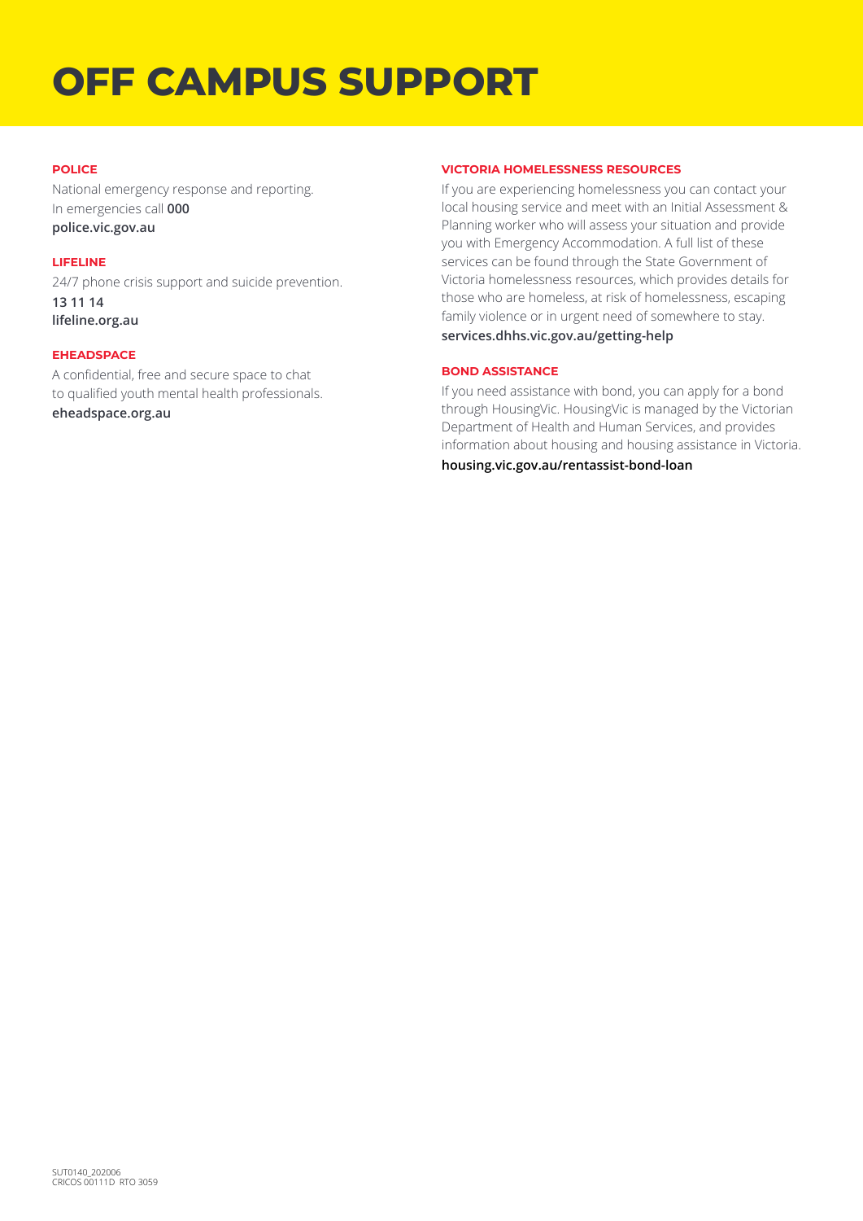# OFF CAMPUS SUPPORT

### POLICE

National emergency response and reporting.
In emergencies call **000**
**police.vic.gov.au**

### LIFELINE

24/7 phone crisis support and suicide prevention.
**13 11 14**
**lifeline.org.au**

### EHEADSPACE

A confidential, free and secure space to chat to qualified youth mental health professionals.
**eheadspace.org.au**

### VICTORIA HOMELESSNESS RESOURCES

If you are experiencing homelessness you can contact your local housing service and meet with an Initial Assessment & Planning worker who will assess your situation and provide you with Emergency Accommodation. A full list of these services can be found through the State Government of Victoria homelessness resources, which provides details for those who are homeless, at risk of homelessness, escaping family violence or in urgent need of somewhere to stay.
**services.dhhs.vic.gov.au/getting-help**

### BOND ASSISTANCE

If you need assistance with bond, you can apply for a bond through HousingVic. HousingVic is managed by the Victorian Department of Health and Human Services, and provides information about housing and housing assistance in Victoria.
**housing.vic.gov.au/rentassist-bond-loan**

SUT0140_202006
CRICOS 00111D RTO 3059